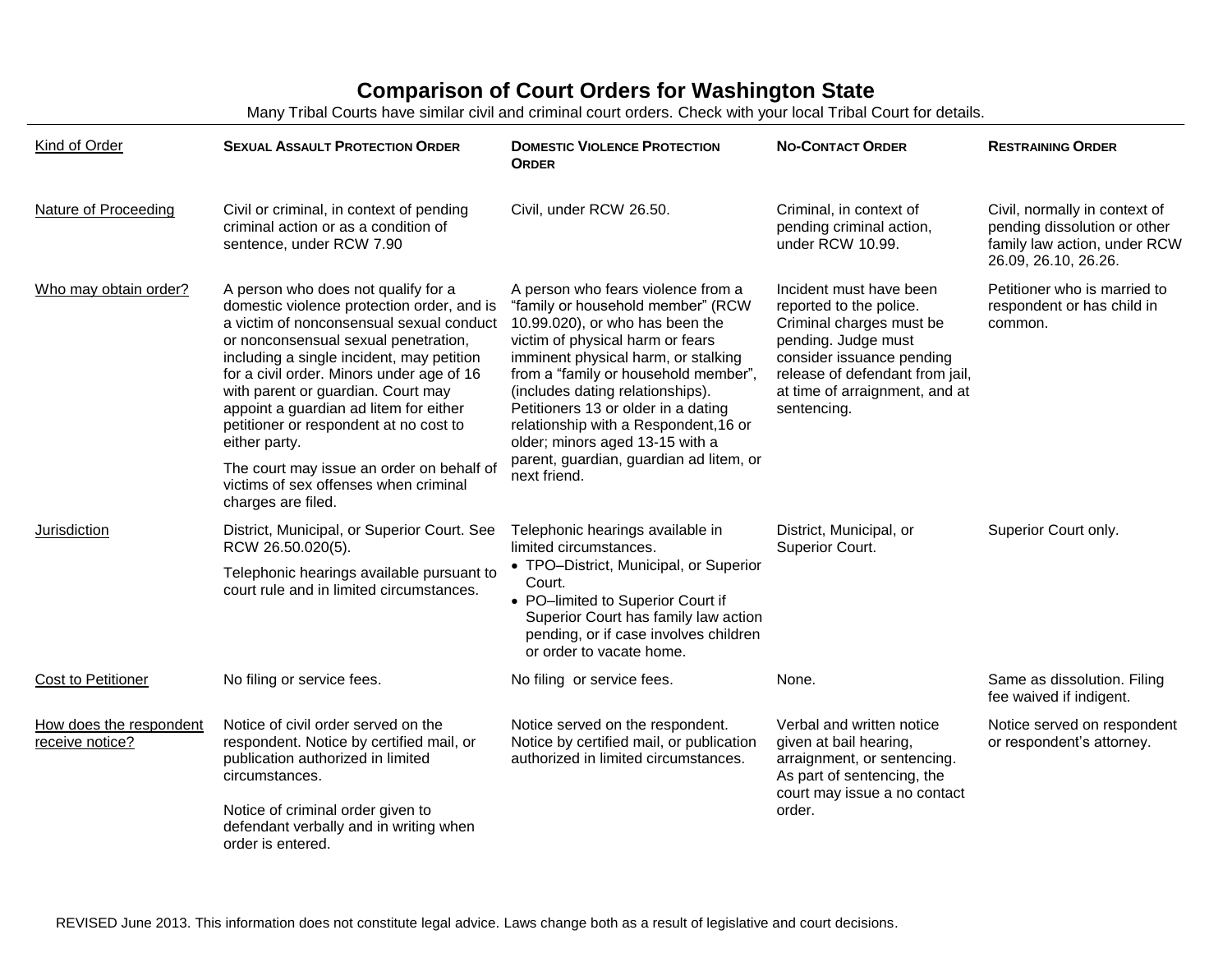# Comparison of Court Orders for Washington State

Many Tribal Courts have similar civil and criminal court orders. Check with your local Tribal Court for details.

| Kind of Order | SEXUAL ASSAULT PROTECTION ORDER | DOMESTIC VIOLENCE PROTECTION ORDER | NO-CONTACT ORDER | RESTRAINING ORDER |
|---|---|---|---|---|
| Nature of Proceeding | Civil or criminal, in context of pending criminal action or as a condition of sentence, under RCW 7.90 | Civil, under RCW 26.50. | Criminal, in context of pending criminal action, under RCW 10.99. | Civil, normally in context of pending dissolution or other family law action, under RCW 26.09, 26.10, 26.26. |
| Who may obtain order? | A person who does not qualify for a domestic violence protection order, and is a victim of nonconsensual sexual conduct or nonconsensual sexual penetration, including a single incident, may petition for a civil order. Minors under age of 16 with parent or guardian. Court may appoint a guardian ad litem for either petitioner or respondent at no cost to either party.<br><br>The court may issue an order on behalf of victims of sex offenses when criminal charges are filed. | A person who fears violence from a "family or household member" (RCW 10.99.020), or who has been the victim of physical harm or fears imminent physical harm, or stalking from a "family or household member", (includes dating relationships). Petitioners 13 or older in a dating relationship with a Respondent,16 or older; minors aged 13-15 with a parent, guardian, guardian ad litem, or next friend. | Incident must have been reported to the police. Criminal charges must be pending. Judge must consider issuance pending release of defendant from jail, at time of arraignment, and at sentencing. | Petitioner who is married to respondent or has child in common. |
| Jurisdiction | District, Municipal, or Superior Court. See RCW 26.50.020(5).<br><br>Telephonic hearings available pursuant to court rule and in limited circumstances. | Telephonic hearings available in limited circumstances.<br>• TPO–District, Municipal, or Superior Court.<br>• PO–limited to Superior Court if Superior Court has family law action pending, or if case involves children or order to vacate home. | District, Municipal, or Superior Court. | Superior Court only. |
| Cost to Petitioner | No filing or service fees. | No filing or service fees. | None. | Same as dissolution. Filing fee waived if indigent. |
| How does the respondent receive notice? | Notice of civil order served on the respondent. Notice by certified mail, or publication authorized in limited circumstances.<br><br>Notice of criminal order given to defendant verbally and in writing when order is entered. | Notice served on the respondent. Notice by certified mail, or publication authorized in limited circumstances. | Verbal and written notice given at bail hearing, arraignment, or sentencing. As part of sentencing, the court may issue a no contact order. | Notice served on respondent or respondent's attorney. |

REVISED June 2013. This information does not constitute legal advice. Laws change both as a result of legislative and court decisions.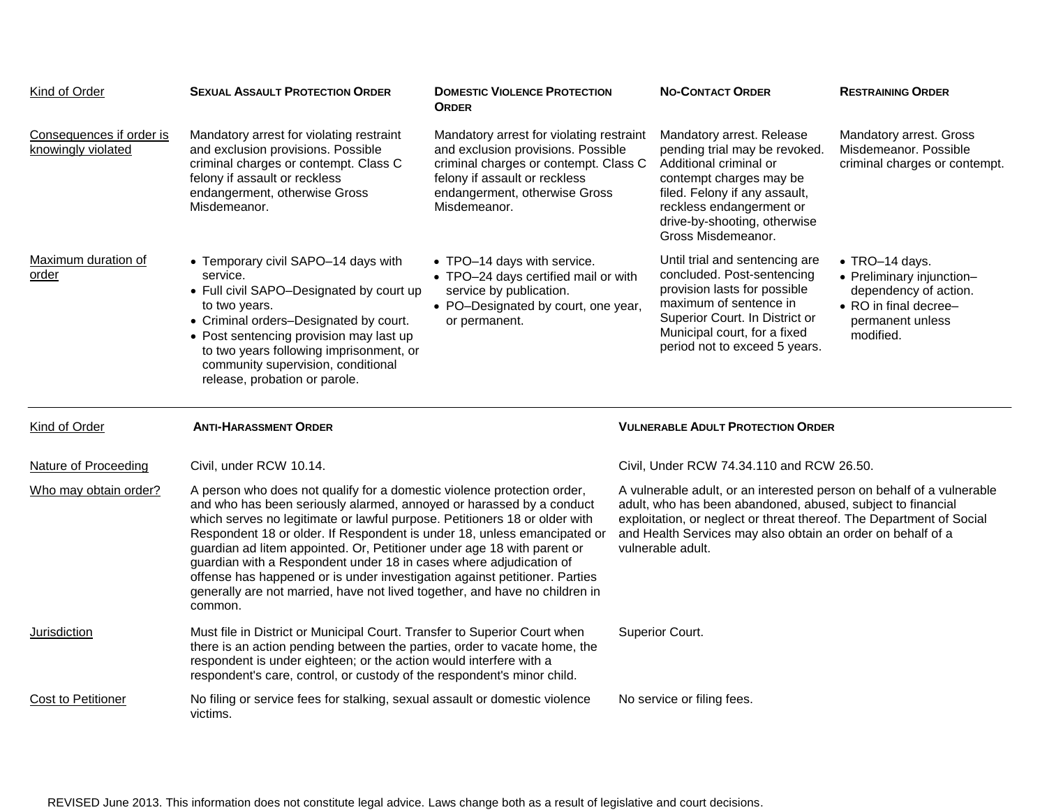| Kind of Order | SEXUAL ASSAULT PROTECTION ORDER | DOMESTIC VIOLENCE PROTECTION ORDER | NO-CONTACT ORDER | RESTRAINING ORDER |
|---|---|---|---|---|
| Consequences if order is knowingly violated | Mandatory arrest for violating restraint and exclusion provisions. Possible criminal charges or contempt. Class C felony if assault or reckless endangerment, otherwise Gross Misdemeanor. | Mandatory arrest for violating restraint and exclusion provisions. Possible criminal charges or contempt. Class C felony if assault or reckless endangerment, otherwise Gross Misdemeanor. | Mandatory arrest. Release pending trial may be revoked. Additional criminal or contempt charges may be filed. Felony if any assault, reckless endangerment or drive-by-shooting, otherwise Gross Misdemeanor. | Mandatory arrest. Gross Misdemeanor. Possible criminal charges or contempt. |
| Maximum duration of order | • Temporary civil SAPO–14 days with service.<br>• Full civil SAPO–Designated by court up to two years.<br>• Criminal orders–Designated by court.<br>• Post sentencing provision may last up to two years following imprisonment, or community supervision, conditional release, probation or parole. | • TPO–14 days with service.<br>• TPO–24 days certified mail or with service by publication.<br>• PO–Designated by court, one year, or permanent. | Until trial and sentencing are concluded. Post-sentencing provision lasts for possible maximum of sentence in Superior Court. In District or Municipal court, for a fixed period not to exceed 5 years. | • TRO–14 days.<br>• Preliminary injunction–dependency of action.<br>• RO in final decree–permanent unless modified. |

| Kind of Order | ANTI-HARASSMENT ORDER | VULNERABLE ADULT PROTECTION ORDER |
|---|---|---|
| Nature of Proceeding | Civil, under RCW 10.14. | Civil, Under RCW 74.34.110 and RCW 26.50. |
| Who may obtain order? | A person who does not qualify for a domestic violence protection order, and who has been seriously alarmed, annoyed or harassed by a conduct which serves no legitimate or lawful purpose. Petitioners 18 or older with Respondent 18 or older. If Respondent is under 18, unless emancipated or guardian ad litem appointed. Or, Petitioner under age 18 with parent or guardian with a Respondent under 18 in cases where adjudication of offense has happened or is under investigation against petitioner. Parties generally are not married, have not lived together, and have no children in common. | A vulnerable adult, or an interested person on behalf of a vulnerable adult, who has been abandoned, abused, subject to financial exploitation, or neglect or threat thereof. The Department of Social and Health Services may also obtain an order on behalf of a vulnerable adult. |
| Jurisdiction | Must file in District or Municipal Court. Transfer to Superior Court when there is an action pending between the parties, order to vacate home, the respondent is under eighteen; or the action would interfere with a respondent's care, control, or custody of the respondent's minor child. | Superior Court. |
| Cost to Petitioner | No filing or service fees for stalking, sexual assault or domestic violence victims. | No service or filing fees. |

REVISED June 2013. This information does not constitute legal advice. Laws change both as a result of legislative and court decisions.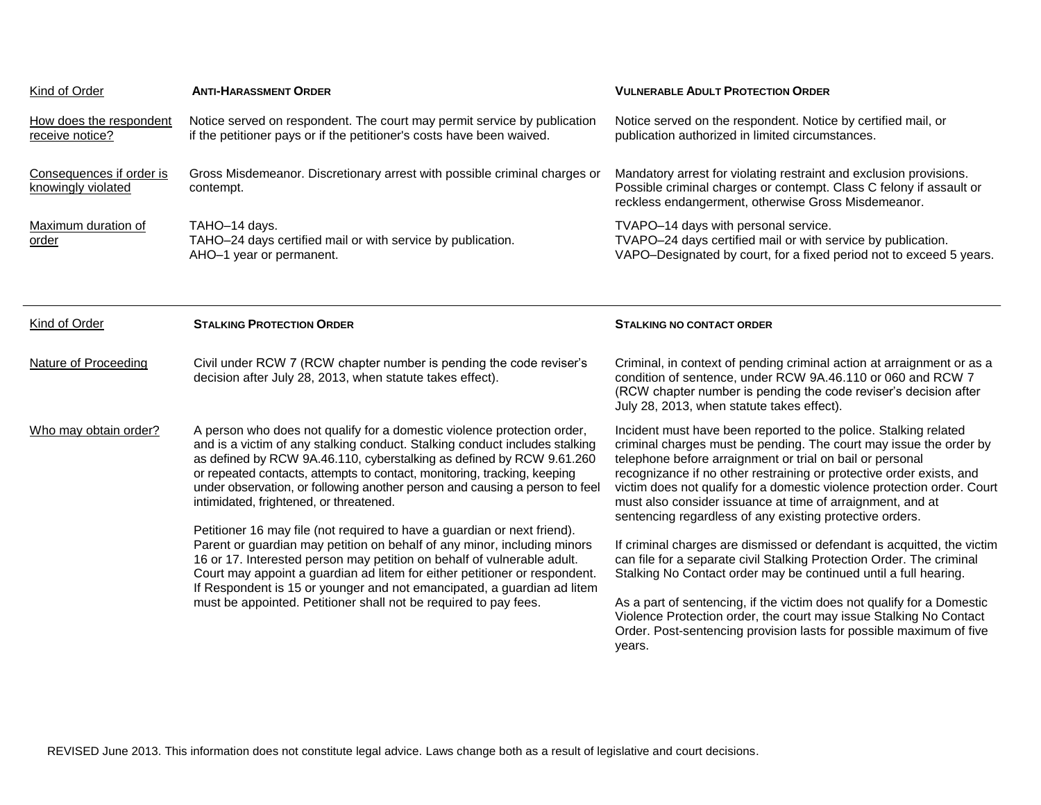| Kind of Order | **ANTI-HARASSMENT ORDER** | **VULNERABLE ADULT PROTECTION ORDER** |
| --- | --- | --- |
| How does the respondent receive notice? | Notice served on respondent. The court may permit service by publication if the petitioner pays or if the petitioner's costs have been waived. | Notice served on the respondent. Notice by certified mail, or publication authorized in limited circumstances. |
| Consequences if order is knowingly violated | Gross Misdemeanor. Discretionary arrest with possible criminal charges or contempt. | Mandatory arrest for violating restraint and exclusion provisions. Possible criminal charges or contempt. Class C felony if assault or reckless endangerment, otherwise Gross Misdemeanor. |
| Maximum duration of order | TAHO–14 days.<br>TAHO–24 days certified mail or with service by publication.<br>AHO–1 year or permanent. | TVAPO–14 days with personal service.<br>TVAPO–24 days certified mail or with service by publication.<br>VAPO–Designated by court, for a fixed period not to exceed 5 years. |

| Kind of Order | **STALKING PROTECTION ORDER** | **STALKING NO CONTACT ORDER** |
| --- | --- | --- |
| Nature of Proceeding | Civil under RCW 7 (RCW chapter number is pending the code reviser's decision after July 28, 2013, when statute takes effect). | Criminal, in context of pending criminal action at arraignment or as a condition of sentence, under RCW 9A.46.110 or 060 and RCW 7 (RCW chapter number is pending the code reviser's decision after July 28, 2013, when statute takes effect). |
| Who may obtain order? | A person who does not qualify for a domestic violence protection order, and is a victim of any stalking conduct. Stalking conduct includes stalking as defined by RCW 9A.46.110, cyberstalking as defined by RCW 9.61.260 or repeated contacts, attempts to contact, monitoring, tracking, keeping under observation, or following another person and causing a person to feel intimidated, frightened, or threatened.<br><br>Petitioner 16 may file (not required to have a guardian or next friend). Parent or guardian may petition on behalf of any minor, including minors 16 or 17. Interested person may petition on behalf of vulnerable adult. Court may appoint a guardian ad litem for either petitioner or respondent. If Respondent is 15 or younger and not emancipated, a guardian ad litem must be appointed. Petitioner shall not be required to pay fees. | Incident must have been reported to the police. Stalking related criminal charges must be pending. The court may issue the order by telephone before arraignment or trial on bail or personal recognizance if no other restraining or protective order exists, and victim does not qualify for a domestic violence protection order. Court must also consider issuance at time of arraignment, and at sentencing regardless of any existing protective orders.<br><br>If criminal charges are dismissed or defendant is acquitted, the victim can file for a separate civil Stalking Protection Order. The criminal Stalking No Contact order may be continued until a full hearing.<br><br>As a part of sentencing, if the victim does not qualify for a Domestic Violence Protection order, the court may issue Stalking No Contact Order. Post-sentencing provision lasts for possible maximum of five years. |

REVISED June 2013. This information does not constitute legal advice. Laws change both as a result of legislative and court decisions.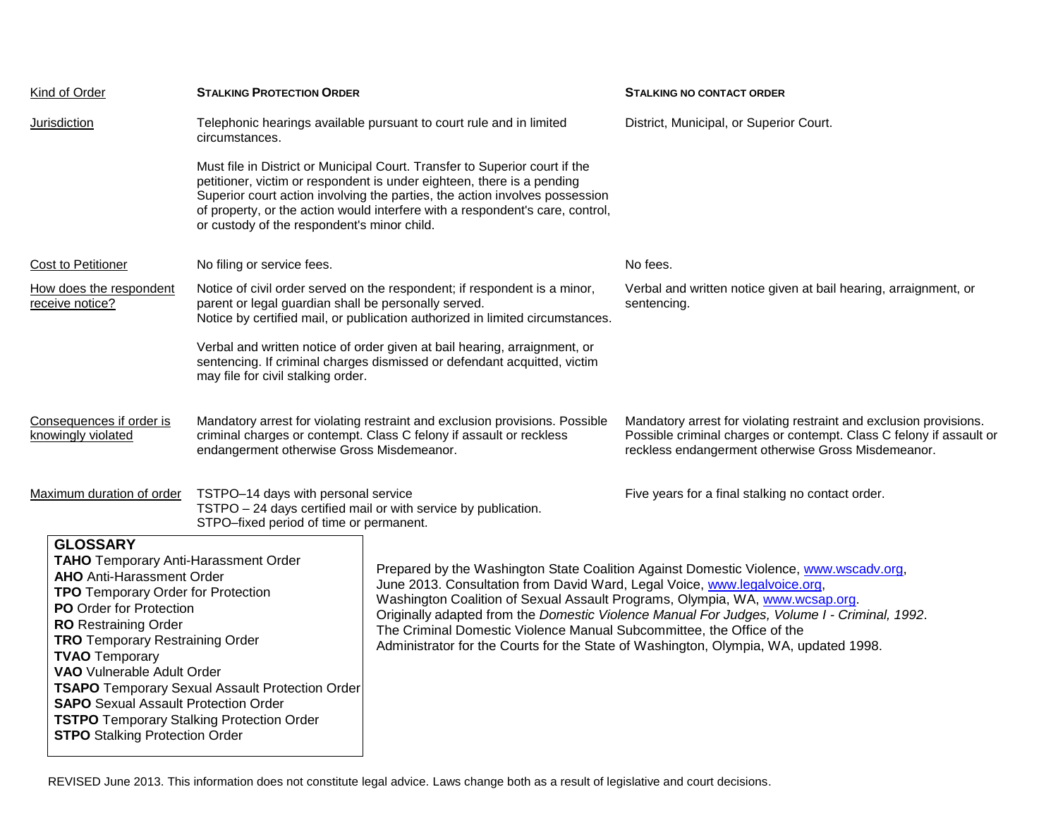| Kind of Order | **STALKING PROTECTION ORDER** | **STALKING NO CONTACT ORDER** |
| --- | --- | --- |
| Jurisdiction | Telephonic hearings available pursuant to court rule and in limited circumstances.<br><br>Must file in District or Municipal Court. Transfer to Superior court if the petitioner, victim or respondent is under eighteen, there is a pending Superior court action involving the parties, the action involves possession of property, or the action would interfere with a respondent's care, control, or custody of the respondent's minor child. | District, Municipal, or Superior Court. |
| Cost to Petitioner | No filing or service fees. | No fees. |
| How does the respondent receive notice? | Notice of civil order served on the respondent; if respondent is a minor, parent or legal guardian shall be personally served. Notice by certified mail, or publication authorized in limited circumstances.<br><br>Verbal and written notice of order given at bail hearing, arraignment, or sentencing. If criminal charges dismissed or defendant acquitted, victim may file for civil stalking order. | Verbal and written notice given at bail hearing, arraignment, or sentencing. |
| Consequences if order is knowingly violated | Mandatory arrest for violating restraint and exclusion provisions. Possible criminal charges or contempt. Class C felony if assault or reckless endangerment otherwise Gross Misdemeanor. | Mandatory arrest for violating restraint and exclusion provisions. Possible criminal charges or contempt. Class C felony if assault or reckless endangerment otherwise Gross Misdemeanor. |
| Maximum duration of order | TSTPO–14 days with personal service<br>TSTPO – 24 days certified mail or with service by publication.<br>STPO–fixed period of time or permanent. | Five years for a final stalking no contact order. |

**GLOSSARY**

**TAHO** Temporary Anti-Harassment Order
**AHO** Anti-Harassment Order
**TPO** Temporary Order for Protection
**PO** Order for Protection
**RO** Restraining Order
**TRO** Temporary Restraining Order
**TVAO** Temporary
**VAO** Vulnerable Adult Order
**TSAPO** Temporary Sexual Assault Protection Order
**SAPO** Sexual Assault Protection Order
**TSTPO** Temporary Stalking Protection Order
**STPO** Stalking Protection Order

Prepared by the Washington State Coalition Against Domestic Violence, www.wscadv.org, June 2013. Consultation from David Ward, Legal Voice, www.legalvoice.org, Washington Coalition of Sexual Assault Programs, Olympia, WA, www.wcsap.org. Originally adapted from the *Domestic Violence Manual For Judges, Volume I - Criminal, 1992*. The Criminal Domestic Violence Manual Subcommittee, the Office of the Administrator for the Courts for the State of Washington, Olympia, WA, updated 1998.

REVISED June 2013. This information does not constitute legal advice. Laws change both as a result of legislative and court decisions.